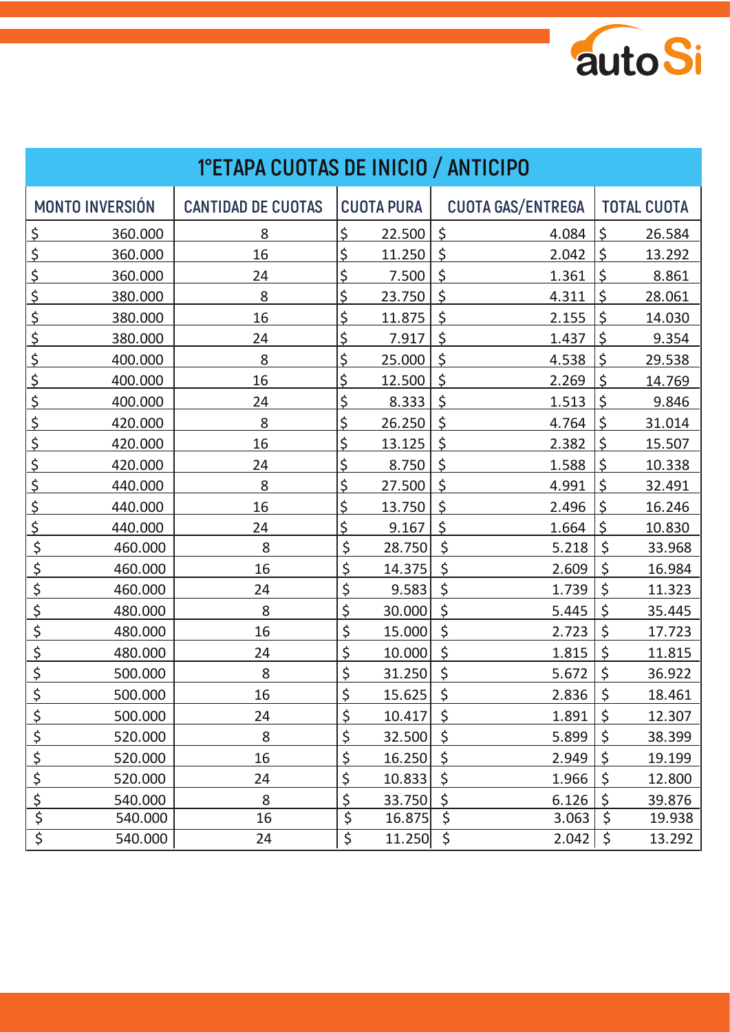autoSi

## 1°ETAPA CUOTAS DE INICIO / ANTICIPO

| MONTO INVERSIÓN | CANTIDAD DE CUOTAS | CUOTA PURA | CUOTA GAS/ENTREGA | TOTAL CUOTA |
|---|---|---|---|---|
| $ 360.000 | 8 | $ 22.500 | $ 4.084 | $ 26.584 |
| $ 360.000 | 16 | $ 11.250 | $ 2.042 | $ 13.292 |
| $ 360.000 | 24 | $ 7.500 | $ 1.361 | $ 8.861 |
| $ 380.000 | 8 | $ 23.750 | $ 4.311 | $ 28.061 |
| $ 380.000 | 16 | $ 11.875 | $ 2.155 | $ 14.030 |
| $ 380.000 | 24 | $ 7.917 | $ 1.437 | $ 9.354 |
| $ 400.000 | 8 | $ 25.000 | $ 4.538 | $ 29.538 |
| $ 400.000 | 16 | $ 12.500 | $ 2.269 | $ 14.769 |
| $ 400.000 | 24 | $ 8.333 | $ 1.513 | $ 9.846 |
| $ 420.000 | 8 | $ 26.250 | $ 4.764 | $ 31.014 |
| $ 420.000 | 16 | $ 13.125 | $ 2.382 | $ 15.507 |
| $ 420.000 | 24 | $ 8.750 | $ 1.588 | $ 10.338 |
| $ 440.000 | 8 | $ 27.500 | $ 4.991 | $ 32.491 |
| $ 440.000 | 16 | $ 13.750 | $ 2.496 | $ 16.246 |
| $ 440.000 | 24 | $ 9.167 | $ 1.664 | $ 10.830 |
| $ 460.000 | 8 | $ 28.750 | $ 5.218 | $ 33.968 |
| $ 460.000 | 16 | $ 14.375 | $ 2.609 | $ 16.984 |
| $ 460.000 | 24 | $ 9.583 | $ 1.739 | $ 11.323 |
| $ 480.000 | 8 | $ 30.000 | $ 5.445 | $ 35.445 |
| $ 480.000 | 16 | $ 15.000 | $ 2.723 | $ 17.723 |
| $ 480.000 | 24 | $ 10.000 | $ 1.815 | $ 11.815 |
| $ 500.000 | 8 | $ 31.250 | $ 5.672 | $ 36.922 |
| $ 500.000 | 16 | $ 15.625 | $ 2.836 | $ 18.461 |
| $ 500.000 | 24 | $ 10.417 | $ 1.891 | $ 12.307 |
| $ 520.000 | 8 | $ 32.500 | $ 5.899 | $ 38.399 |
| $ 520.000 | 16 | $ 16.250 | $ 2.949 | $ 19.199 |
| $ 520.000 | 24 | $ 10.833 | $ 1.966 | $ 12.800 |
| $ 540.000 | 8 | $ 33.750 | $ 6.126 | $ 39.876 |
| $ 540.000 | 16 | $ 16.875 | $ 3.063 | $ 19.938 |
| $ 540.000 | 24 | $ 11.250 | $ 2.042 | $ 13.292 |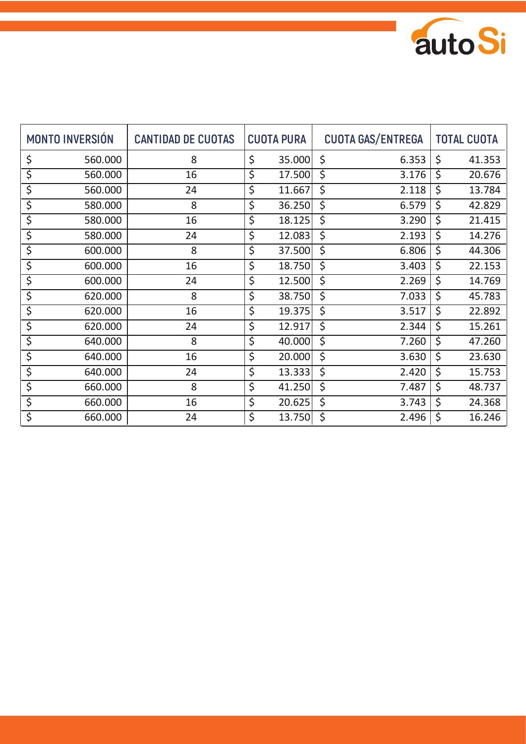| MONTO INVERSIÓN | CANTIDAD DE CUOTAS | CUOTA PURA | CUOTA GAS/ENTREGA | TOTAL CUOTA |
|---|---|---|---|---|
| $ 560.000 | 8 | $ 35.000 | $ 6.353 | $ 41.353 |
| $ 560.000 | 16 | $ 17.500 | $ 3.176 | $ 20.676 |
| $ 560.000 | 24 | $ 11.667 | $ 2.118 | $ 13.784 |
| $ 580.000 | 8 | $ 36.250 | $ 6.579 | $ 42.829 |
| $ 580.000 | 16 | $ 18.125 | $ 3.290 | $ 21.415 |
| $ 580.000 | 24 | $ 12.083 | $ 2.193 | $ 14.276 |
| $ 600.000 | 8 | $ 37.500 | $ 6.806 | $ 44.306 |
| $ 600.000 | 16 | $ 18.750 | $ 3.403 | $ 22.153 |
| $ 600.000 | 24 | $ 12.500 | $ 2.269 | $ 14.769 |
| $ 620.000 | 8 | $ 38.750 | $ 7.033 | $ 45.783 |
| $ 620.000 | 16 | $ 19.375 | $ 3.517 | $ 22.892 |
| $ 620.000 | 24 | $ 12.917 | $ 2.344 | $ 15.261 |
| $ 640.000 | 8 | $ 40.000 | $ 7.260 | $ 47.260 |
| $ 640.000 | 16 | $ 20.000 | $ 3.630 | $ 23.630 |
| $ 640.000 | 24 | $ 13.333 | $ 2.420 | $ 15.753 |
| $ 660.000 | 8 | $ 41.250 | $ 7.487 | $ 48.737 |
| $ 660.000 | 16 | $ 20.625 | $ 3.743 | $ 24.368 |
| $ 660.000 | 24 | $ 13.750 | $ 2.496 | $ 16.246 |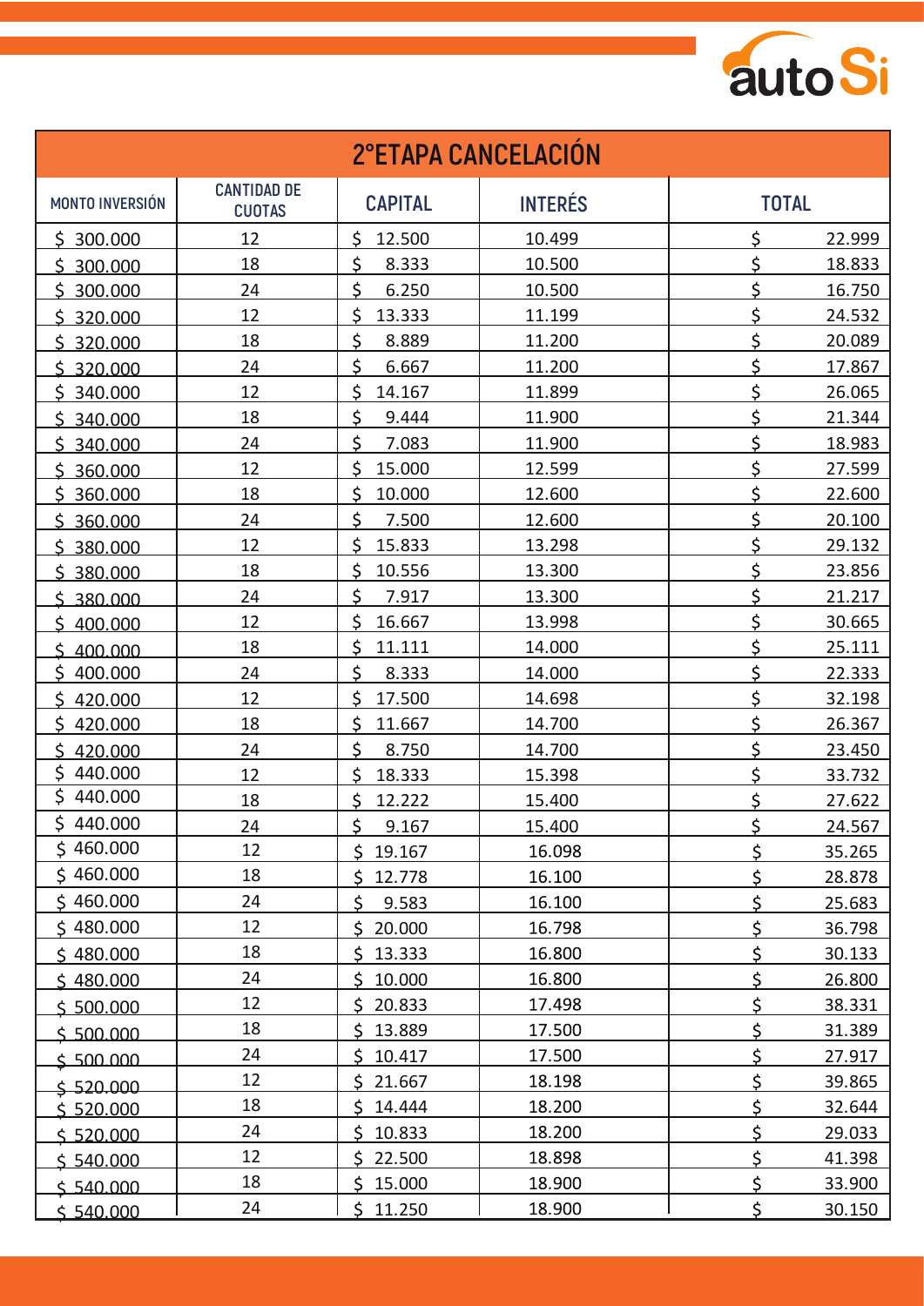# autoSi

| 2°ETAPA CANCELACIÓN | | | | |
|---|---|---|---|---|
| MONTO INVERSIÓN | CANTIDAD DE CUOTAS | CAPITAL | INTERÉS | TOTAL |
| $ 300.000 | 12 | $ 12.500 | 10.499 | $ 22.999 |
| $ 300.000 | 18 | $ 8.333 | 10.500 | $ 18.833 |
| $ 300.000 | 24 | $ 6.250 | 10.500 | $ 16.750 |
| $ 320.000 | 12 | $ 13.333 | 11.199 | $ 24.532 |
| $ 320.000 | 18 | $ 8.889 | 11.200 | $ 20.089 |
| $ 320.000 | 24 | $ 6.667 | 11.200 | $ 17.867 |
| $ 340.000 | 12 | $ 14.167 | 11.899 | $ 26.065 |
| $ 340.000 | 18 | $ 9.444 | 11.900 | $ 21.344 |
| $ 340.000 | 24 | $ 7.083 | 11.900 | $ 18.983 |
| $ 360.000 | 12 | $ 15.000 | 12.599 | $ 27.599 |
| $ 360.000 | 18 | $ 10.000 | 12.600 | $ 22.600 |
| $ 360.000 | 24 | $ 7.500 | 12.600 | $ 20.100 |
| $ 380.000 | 12 | $ 15.833 | 13.298 | $ 29.132 |
| $ 380.000 | 18 | $ 10.556 | 13.300 | $ 23.856 |
| $ 380.000 | 24 | $ 7.917 | 13.300 | $ 21.217 |
| $ 400.000 | 12 | $ 16.667 | 13.998 | $ 30.665 |
| $ 400.000 | 18 | $ 11.111 | 14.000 | $ 25.111 |
| $ 400.000 | 24 | $ 8.333 | 14.000 | $ 22.333 |
| $ 420.000 | 12 | $ 17.500 | 14.698 | $ 32.198 |
| $ 420.000 | 18 | $ 11.667 | 14.700 | $ 26.367 |
| $ 420.000 | 24 | $ 8.750 | 14.700 | $ 23.450 |
| $ 440.000 | 12 | $ 18.333 | 15.398 | $ 33.732 |
| $ 440.000 | 18 | $ 12.222 | 15.400 | $ 27.622 |
| $ 440.000 | 24 | $ 9.167 | 15.400 | $ 24.567 |
| $ 460.000 | 12 | $ 19.167 | 16.098 | $ 35.265 |
| $ 460.000 | 18 | $ 12.778 | 16.100 | $ 28.878 |
| $ 460.000 | 24 | $ 9.583 | 16.100 | $ 25.683 |
| $ 480.000 | 12 | $ 20.000 | 16.798 | $ 36.798 |
| $ 480.000 | 18 | $ 13.333 | 16.800 | $ 30.133 |
| $ 480.000 | 24 | $ 10.000 | 16.800 | $ 26.800 |
| $ 500.000 | 12 | $ 20.833 | 17.498 | $ 38.331 |
| $ 500.000 | 18 | $ 13.889 | 17.500 | $ 31.389 |
| $ 500.000 | 24 | $ 10.417 | 17.500 | $ 27.917 |
| $ 520.000 | 12 | $ 21.667 | 18.198 | $ 39.865 |
| $ 520.000 | 18 | $ 14.444 | 18.200 | $ 32.644 |
| $ 520.000 | 24 | $ 10.833 | 18.200 | $ 29.033 |
| $ 540.000 | 12 | $ 22.500 | 18.898 | $ 41.398 |
| $ 540.000 | 18 | $ 15.000 | 18.900 | $ 33.900 |
| $ 540.000 | 24 | $ 11.250 | 18.900 | $ 30.150 |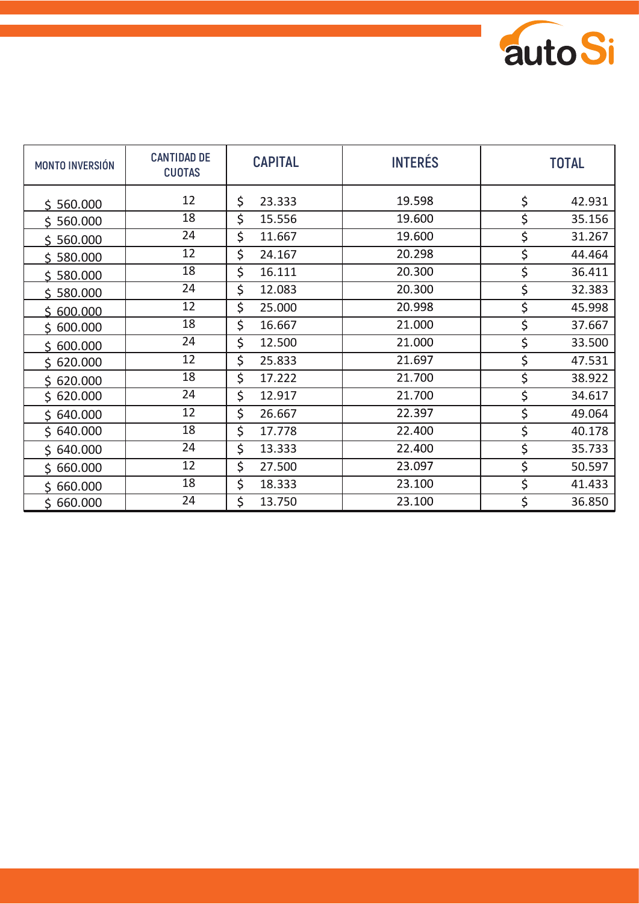| MONTO INVERSIÓN | CANTIDAD DE CUOTAS | CAPITAL | INTERÉS | TOTAL |
|---|---|---|---|---|
| $ 560.000 | 12 | $ 23.333 | 19.598 | $ 42.931 |
| $ 560.000 | 18 | $ 15.556 | 19.600 | $ 35.156 |
| $ 560.000 | 24 | $ 11.667 | 19.600 | $ 31.267 |
| $ 580.000 | 12 | $ 24.167 | 20.298 | $ 44.464 |
| $ 580.000 | 18 | $ 16.111 | 20.300 | $ 36.411 |
| $ 580.000 | 24 | $ 12.083 | 20.300 | $ 32.383 |
| $ 600.000 | 12 | $ 25.000 | 20.998 | $ 45.998 |
| $ 600.000 | 18 | $ 16.667 | 21.000 | $ 37.667 |
| $ 600.000 | 24 | $ 12.500 | 21.000 | $ 33.500 |
| $ 620.000 | 12 | $ 25.833 | 21.697 | $ 47.531 |
| $ 620.000 | 18 | $ 17.222 | 21.700 | $ 38.922 |
| $ 620.000 | 24 | $ 12.917 | 21.700 | $ 34.617 |
| $ 640.000 | 12 | $ 26.667 | 22.397 | $ 49.064 |
| $ 640.000 | 18 | $ 17.778 | 22.400 | $ 40.178 |
| $ 640.000 | 24 | $ 13.333 | 22.400 | $ 35.733 |
| $ 660.000 | 12 | $ 27.500 | 23.097 | $ 50.597 |
| $ 660.000 | 18 | $ 18.333 | 23.100 | $ 41.433 |
| $ 660.000 | 24 | $ 13.750 | 23.100 | $ 36.850 |